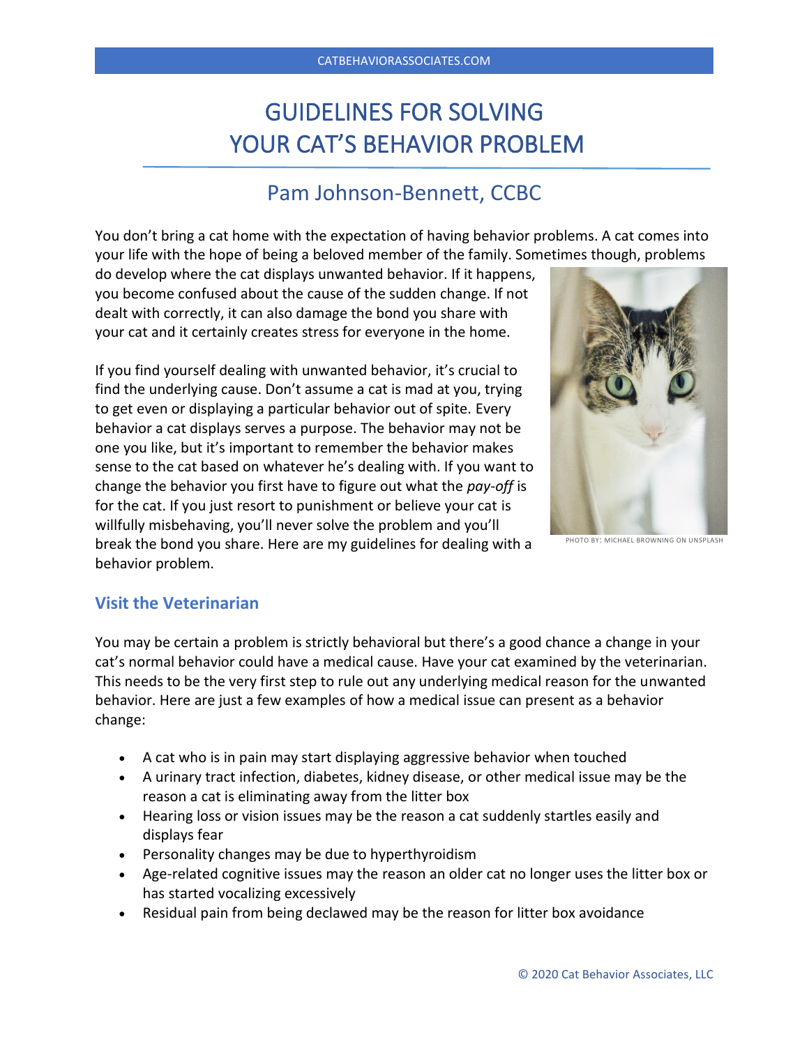# GUIDELINES FOR SOLVING YOUR CAT'S BEHAVIOR PROBLEM

## Pam Johnson-Bennett, CCBC

You don't bring a cat home with the expectation of having behavior problems. A cat comes into your life with the hope of being a beloved member of the family. Sometimes though, problems do develop where the cat displays unwanted behavior. If it happens, you become confused about the cause of the sudden change. If not dealt with correctly, it can also damage the bond you share with your cat and it certainly creates stress for everyone in the home.

If you find yourself dealing with unwanted behavior, it's crucial to find the underlying cause. Don't assume a cat is mad at you, trying to get even or displaying a particular behavior out of spite. Every behavior a cat displays serves a purpose. The behavior may not be one you like, but it's important to remember the behavior makes sense to the cat based on whatever he's dealing with. If you want to change the behavior you first have to figure out what the *pay-off* is for the cat. If you just resort to punishment or believe your cat is willfully misbehaving, you'll never solve the problem and you'll break the bond you share. Here are my guidelines for dealing with a behavior problem.

PHOTO BY: MICHAEL BROWNING ON UNSPLASH

### Visit the Veterinarian

You may be certain a problem is strictly behavioral but there's a good chance a change in your cat's normal behavior could have a medical cause. Have your cat examined by the veterinarian. This needs to be the very first step to rule out any underlying medical reason for the unwanted behavior. Here are just a few examples of how a medical issue can present as a behavior change:

- A cat who is in pain may start displaying aggressive behavior when touched
- A urinary tract infection, diabetes, kidney disease, or other medical issue may be the reason a cat is eliminating away from the litter box
- Hearing loss or vision issues may be the reason a cat suddenly startles easily and displays fear
- Personality changes may be due to hyperthyroidism
- Age-related cognitive issues may the reason an older cat no longer uses the litter box or has started vocalizing excessively
- Residual pain from being declawed may be the reason for litter box avoidance

© 2020 Cat Behavior Associates, LLC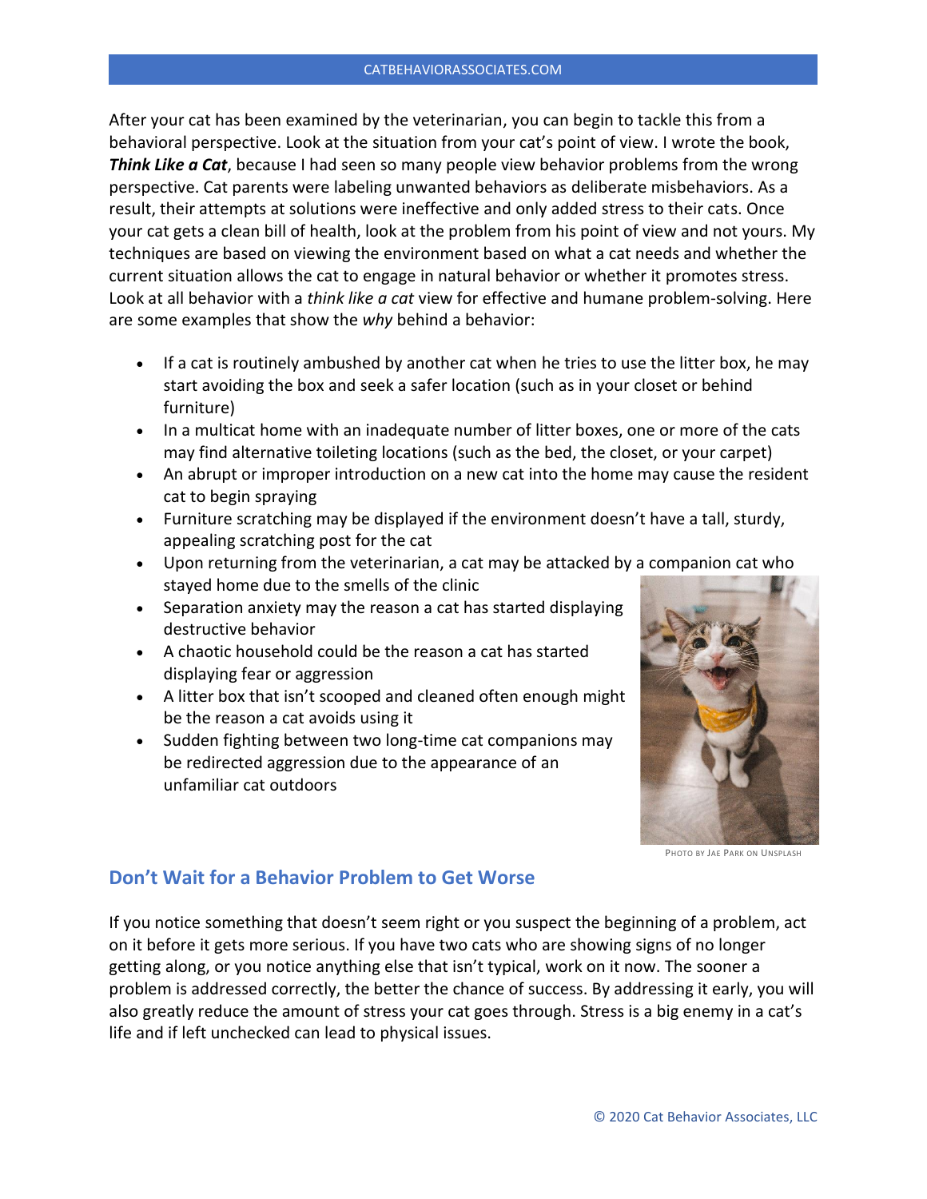After your cat has been examined by the veterinarian, you can begin to tackle this from a behavioral perspective. Look at the situation from your cat's point of view. I wrote the book, ***Think Like a Cat***, because I had seen so many people view behavior problems from the wrong perspective. Cat parents were labeling unwanted behaviors as deliberate misbehaviors. As a result, their attempts at solutions were ineffective and only added stress to their cats. Once your cat gets a clean bill of health, look at the problem from his point of view and not yours. My techniques are based on viewing the environment based on what a cat needs and whether the current situation allows the cat to engage in natural behavior or whether it promotes stress. Look at all behavior with a *think like a cat* view for effective and humane problem-solving. Here are some examples that show the *why* behind a behavior:

- If a cat is routinely ambushed by another cat when he tries to use the litter box, he may start avoiding the box and seek a safer location (such as in your closet or behind furniture)
- In a multicat home with an inadequate number of litter boxes, one or more of the cats may find alternative toileting locations (such as the bed, the closet, or your carpet)
- An abrupt or improper introduction on a new cat into the home may cause the resident cat to begin spraying
- Furniture scratching may be displayed if the environment doesn't have a tall, sturdy, appealing scratching post for the cat
- Upon returning from the veterinarian, a cat may be attacked by a companion cat who stayed home due to the smells of the clinic
- Separation anxiety may the reason a cat has started displaying destructive behavior
- A chaotic household could be the reason a cat has started displaying fear or aggression
- A litter box that isn't scooped and cleaned often enough might be the reason a cat avoids using it
- Sudden fighting between two long-time cat companions may be redirected aggression due to the appearance of an unfamiliar cat outdoors

Photo by Jae Park on Unsplash

## Don't Wait for a Behavior Problem to Get Worse

If you notice something that doesn't seem right or you suspect the beginning of a problem, act on it before it gets more serious. If you have two cats who are showing signs of no longer getting along, or you notice anything else that isn't typical, work on it now. The sooner a problem is addressed correctly, the better the chance of success. By addressing it early, you will also greatly reduce the amount of stress your cat goes through. Stress is a big enemy in a cat's life and if left unchecked can lead to physical issues.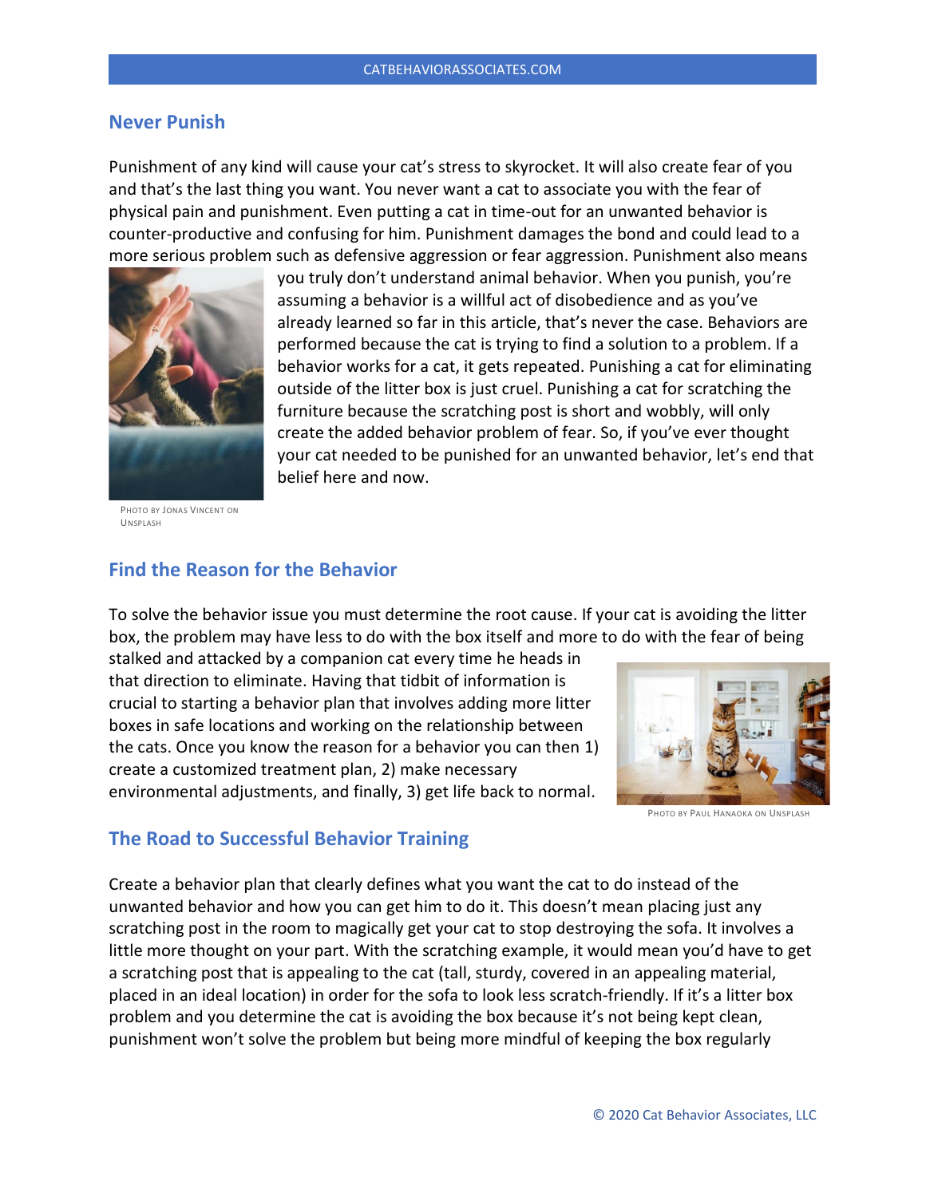## Never Punish

Punishment of any kind will cause your cat's stress to skyrocket. It will also create fear of you and that's the last thing you want. You never want a cat to associate you with the fear of physical pain and punishment. Even putting a cat in time-out for an unwanted behavior is counter-productive and confusing for him. Punishment damages the bond and could lead to a more serious problem such as defensive aggression or fear aggression. Punishment also means you truly don't understand animal behavior. When you punish, you're assuming a behavior is a willful act of disobedience and as you've already learned so far in this article, that's never the case. Behaviors are performed because the cat is trying to find a solution to a problem. If a behavior works for a cat, it gets repeated. Punishing a cat for eliminating outside of the litter box is just cruel. Punishing a cat for scratching the furniture because the scratching post is short and wobbly, will only create the added behavior problem of fear. So, if you've ever thought your cat needed to be punished for an unwanted behavior, let's end that belief here and now.

Photo by Jonas Vincent on Unsplash

## Find the Reason for the Behavior

To solve the behavior issue you must determine the root cause. If your cat is avoiding the litter box, the problem may have less to do with the box itself and more to do with the fear of being stalked and attacked by a companion cat every time he heads in that direction to eliminate. Having that tidbit of information is crucial to starting a behavior plan that involves adding more litter boxes in safe locations and working on the relationship between the cats. Once you know the reason for a behavior you can then 1) create a customized treatment plan, 2) make necessary environmental adjustments, and finally, 3) get life back to normal.

Photo by Paul Hanaoka on Unsplash

## The Road to Successful Behavior Training

Create a behavior plan that clearly defines what you want the cat to do instead of the unwanted behavior and how you can get him to do it. This doesn't mean placing just any scratching post in the room to magically get your cat to stop destroying the sofa. It involves a little more thought on your part. With the scratching example, it would mean you'd have to get a scratching post that is appealing to the cat (tall, sturdy, covered in an appealing material, placed in an ideal location) in order for the sofa to look less scratch-friendly. If it's a litter box problem and you determine the cat is avoiding the box because it's not being kept clean, punishment won't solve the problem but being more mindful of keeping the box regularly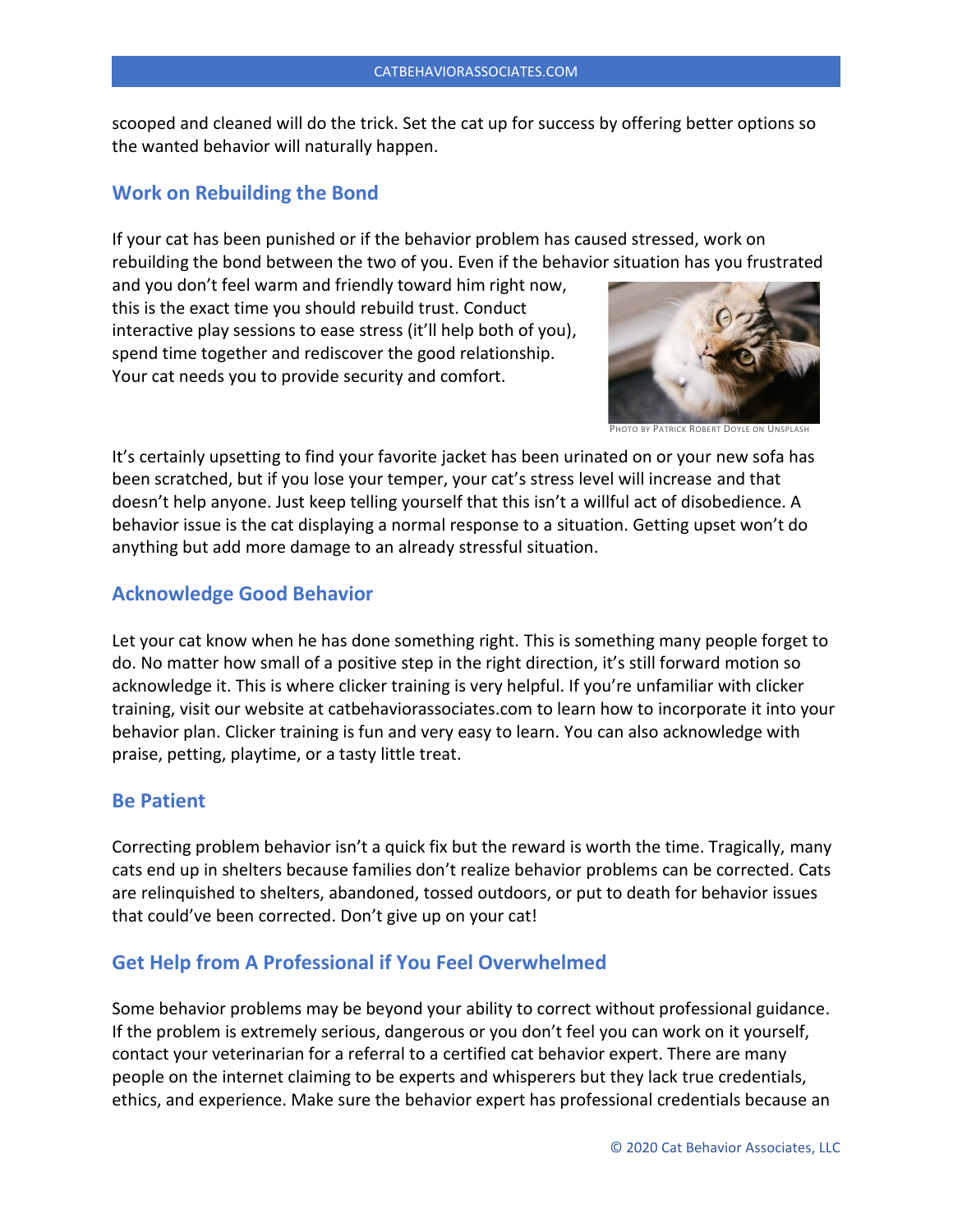scooped and cleaned will do the trick. Set the cat up for success by offering better options so the wanted behavior will naturally happen.

## Work on Rebuilding the Bond

If your cat has been punished or if the behavior problem has caused stressed, work on rebuilding the bond between the two of you. Even if the behavior situation has you frustrated and you don't feel warm and friendly toward him right now, this is the exact time you should rebuild trust. Conduct interactive play sessions to ease stress (it'll help both of you), spend time together and rediscover the good relationship. Your cat needs you to provide security and comfort.

PHOTO BY PATRICK ROBERT DOYLE ON UNSPLASH

It's certainly upsetting to find your favorite jacket has been urinated on or your new sofa has been scratched, but if you lose your temper, your cat's stress level will increase and that doesn't help anyone. Just keep telling yourself that this isn't a willful act of disobedience. A behavior issue is the cat displaying a normal response to a situation. Getting upset won't do anything but add more damage to an already stressful situation.

## Acknowledge Good Behavior

Let your cat know when he has done something right. This is something many people forget to do. No matter how small of a positive step in the right direction, it's still forward motion so acknowledge it. This is where clicker training is very helpful. If you're unfamiliar with clicker training, visit our website at catbehaviorassociates.com to learn how to incorporate it into your behavior plan. Clicker training is fun and very easy to learn. You can also acknowledge with praise, petting, playtime, or a tasty little treat.

## Be Patient

Correcting problem behavior isn't a quick fix but the reward is worth the time. Tragically, many cats end up in shelters because families don't realize behavior problems can be corrected. Cats are relinquished to shelters, abandoned, tossed outdoors, or put to death for behavior issues that could've been corrected. Don't give up on your cat!

## Get Help from A Professional if You Feel Overwhelmed

Some behavior problems may be beyond your ability to correct without professional guidance. If the problem is extremely serious, dangerous or you don't feel you can work on it yourself, contact your veterinarian for a referral to a certified cat behavior expert. There are many people on the internet claiming to be experts and whisperers but they lack true credentials, ethics, and experience. Make sure the behavior expert has professional credentials because an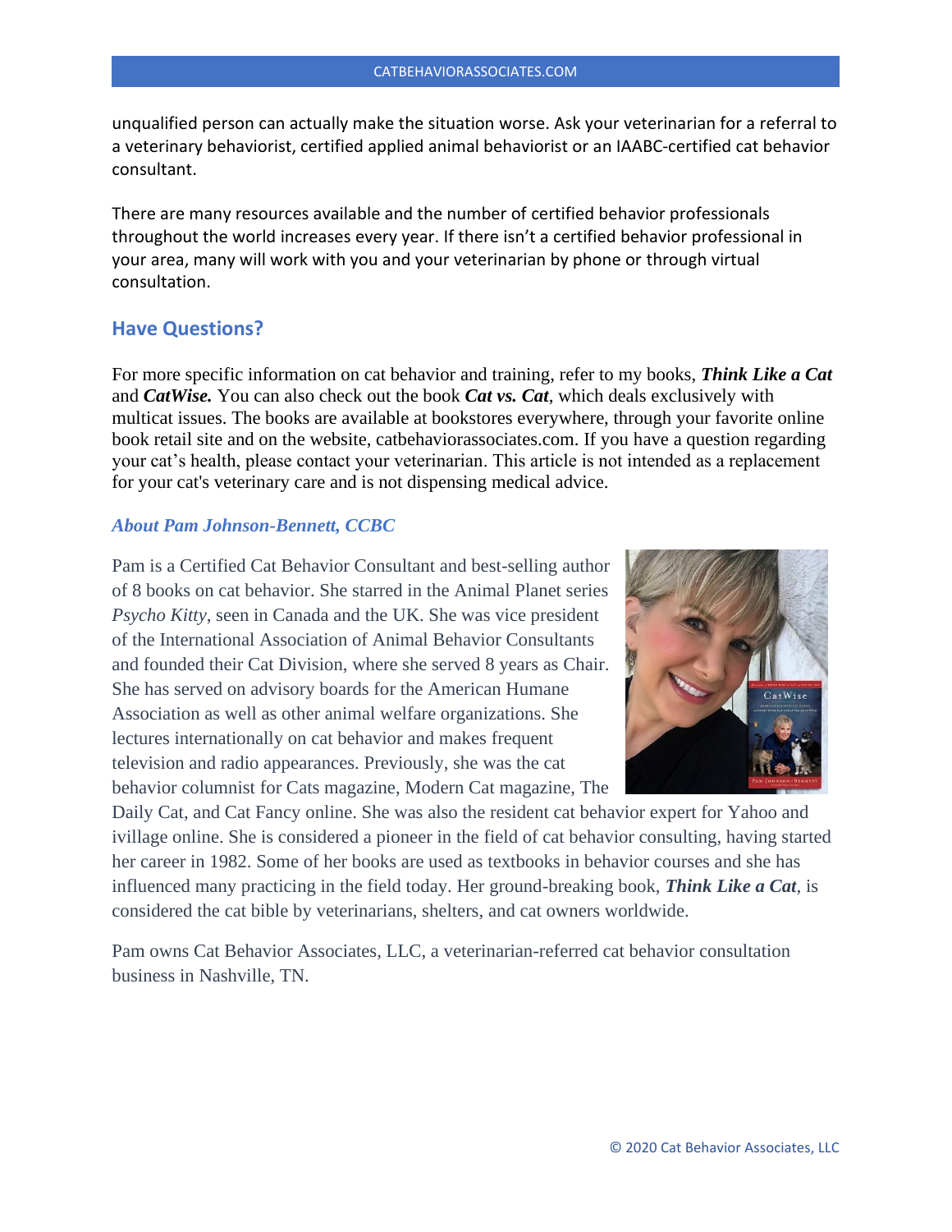unqualified person can actually make the situation worse. Ask your veterinarian for a referral to a veterinary behaviorist, certified applied animal behaviorist or an IAABC-certified cat behavior consultant.

There are many resources available and the number of certified behavior professionals throughout the world increases every year. If there isn't a certified behavior professional in your area, many will work with you and your veterinarian by phone or through virtual consultation.

## Have Questions?

For more specific information on cat behavior and training, refer to my books, ***Think Like a Cat*** and ***CatWise.*** You can also check out the book ***Cat vs. Cat***, which deals exclusively with multicat issues. The books are available at bookstores everywhere, through your favorite online book retail site and on the website, catbehaviorassociates.com. If you have a question regarding your cat's health, please contact your veterinarian. This article is not intended as a replacement for your cat's veterinary care and is not dispensing medical advice.

### *About Pam Johnson-Bennett, CCBC*

Pam is a Certified Cat Behavior Consultant and best-selling author of 8 books on cat behavior. She starred in the Animal Planet series *Psycho Kitty*, seen in Canada and the UK. She was vice president of the International Association of Animal Behavior Consultants and founded their Cat Division, where she served 8 years as Chair. She has served on advisory boards for the American Humane Association as well as other animal welfare organizations. She lectures internationally on cat behavior and makes frequent television and radio appearances. Previously, she was the cat behavior columnist for Cats magazine, Modern Cat magazine, The Daily Cat, and Cat Fancy online. She was also the resident cat behavior expert for Yahoo and ivillage online. She is considered a pioneer in the field of cat behavior consulting, having started her career in 1982. Some of her books are used as textbooks in behavior courses and she has influenced many practicing in the field today. Her ground-breaking book, ***Think Like a Cat***, is considered the cat bible by veterinarians, shelters, and cat owners worldwide.

Pam owns Cat Behavior Associates, LLC, a veterinarian-referred cat behavior consultation business in Nashville, TN.

© 2020 Cat Behavior Associates, LLC